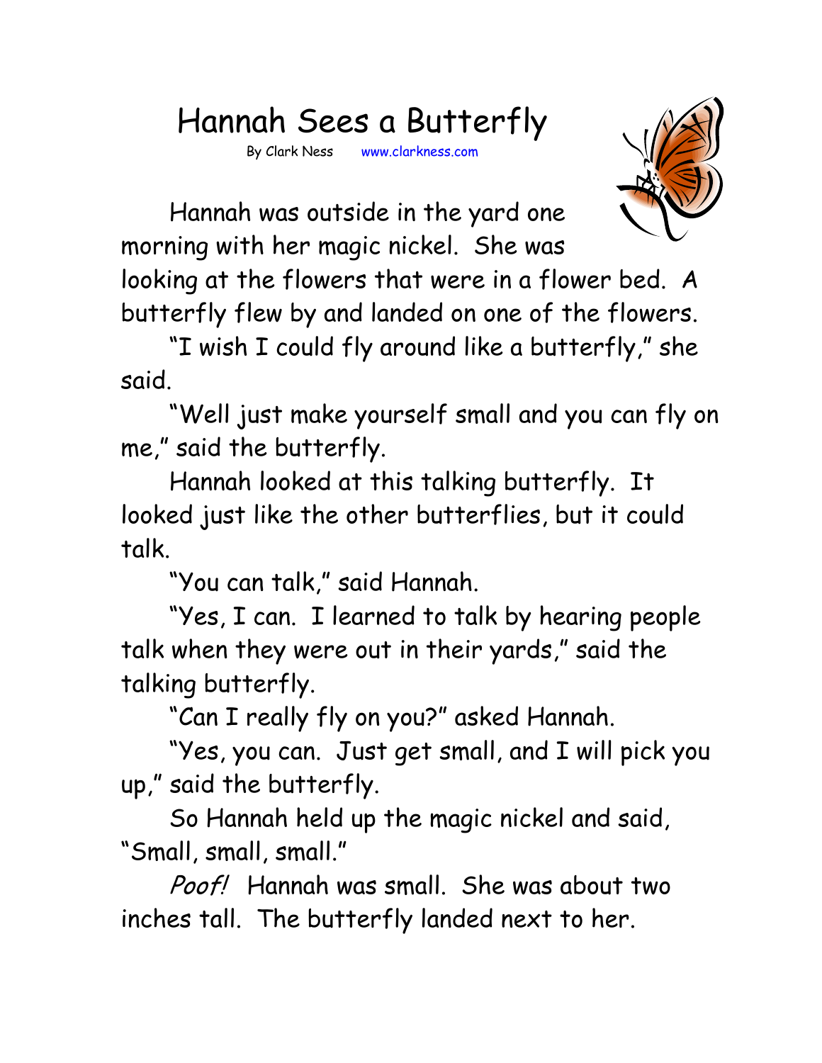# Hannah Sees a Butterfly

By Clark Ness www.clarkness.com

Hannah was outside in the yard one morning with her magic nickel. She was looking at the flowers that were in a flower bed. A butterfly flew by and landed on one of the flowers.

"I wish I could fly around like a butterfly," she said.

"Well just make yourself small and you can fly on me," said the butterfly.

Hannah looked at this talking butterfly. It looked just like the other butterflies, but it could talk.

"You can talk," said Hannah.

"Yes, I can. I learned to talk by hearing people talk when they were out in their yards," said the talking butterfly.

"Can I really fly on you?" asked Hannah.

"Yes, you can. Just get small, and I will pick you up," said the butterfly.

So Hannah held up the magic nickel and said, "Small, small, small."

*Poof!* Hannah was small. She was about two inches tall. The butterfly landed next to her.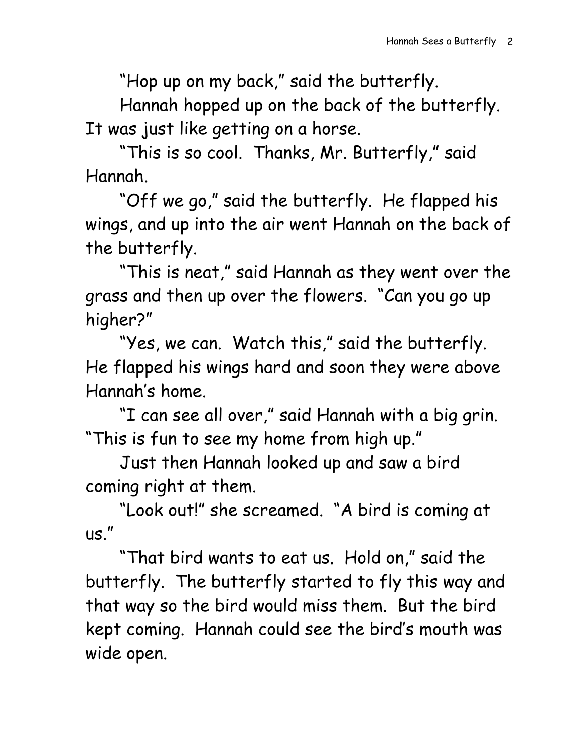"Hop up on my back," said the butterfly.

Hannah hopped up on the back of the butterfly. It was just like getting on a horse.

"This is so cool. Thanks, Mr. Butterfly," said Hannah.

"Off we go," said the butterfly. He flapped his wings, and up into the air went Hannah on the back of the butterfly.

"This is neat," said Hannah as they went over the grass and then up over the flowers. "Can you go up higher?"

"Yes, we can. Watch this," said the butterfly. He flapped his wings hard and soon they were above Hannah's home.

"I can see all over," said Hannah with a big grin. "This is fun to see my home from high up."

Just then Hannah looked up and saw a bird coming right at them.

"Look out!" she screamed. "A bird is coming at us."

"That bird wants to eat us. Hold on," said the butterfly. The butterfly started to fly this way and that way so the bird would miss them. But the bird kept coming. Hannah could see the bird's mouth was wide open.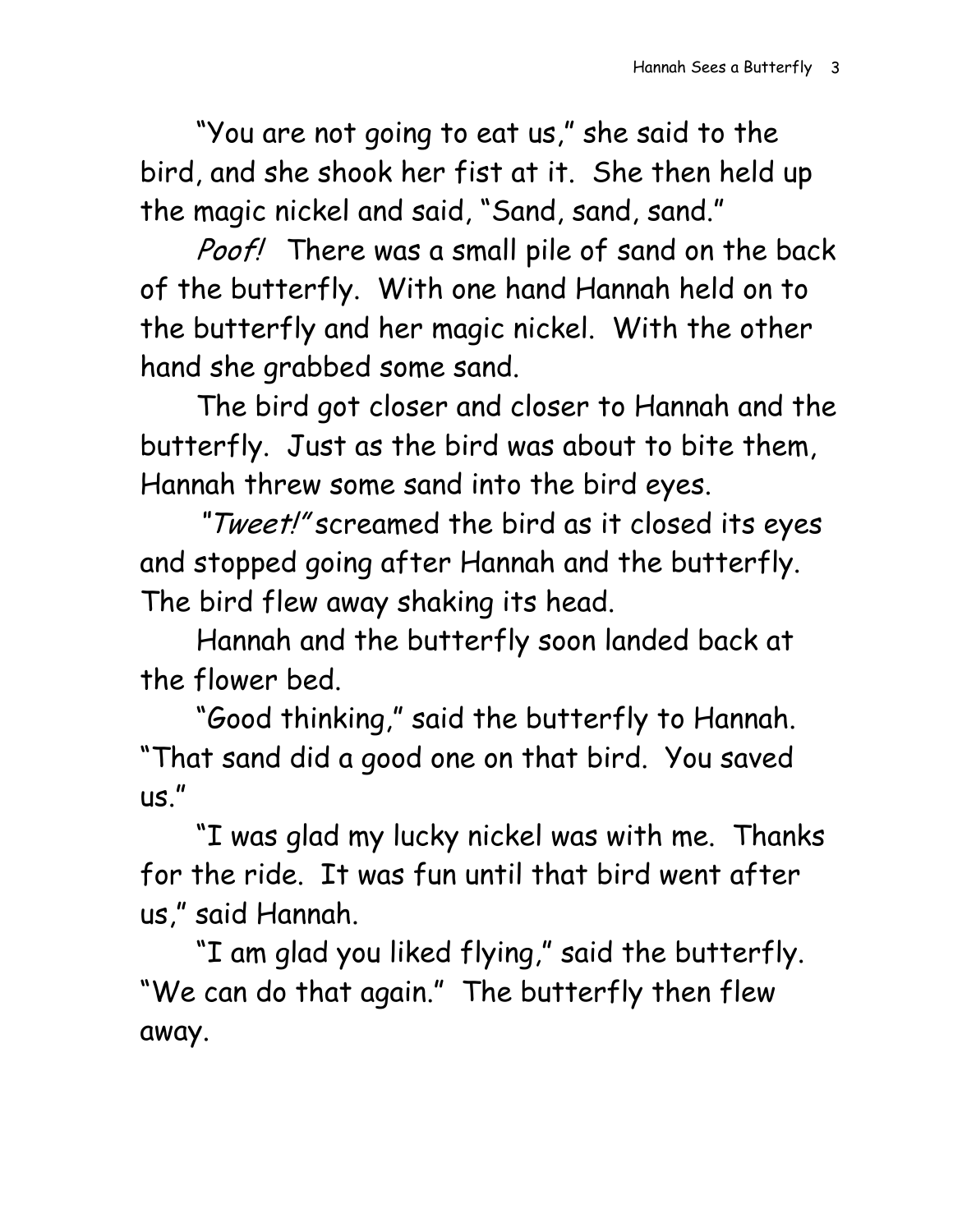"You are not going to eat us," she said to the bird, and she shook her fist at it. She then held up the magic nickel and said, "Sand, sand, sand."

*Poof!* There was a small pile of sand on the back of the butterfly. With one hand Hannah held on to the butterfly and her magic nickel. With the other hand she grabbed some sand.

The bird got closer and closer to Hannah and the butterfly. Just as the bird was about to bite them, Hannah threw some sand into the bird eyes.

"*Tweet!*" screamed the bird as it closed its eyes and stopped going after Hannah and the butterfly. The bird flew away shaking its head.

Hannah and the butterfly soon landed back at the flower bed.

"Good thinking," said the butterfly to Hannah. "That sand did a good one on that bird. You saved us."

"I was glad my lucky nickel was with me. Thanks for the ride. It was fun until that bird went after us," said Hannah.

"I am glad you liked flying," said the butterfly. "We can do that again." The butterfly then flew away.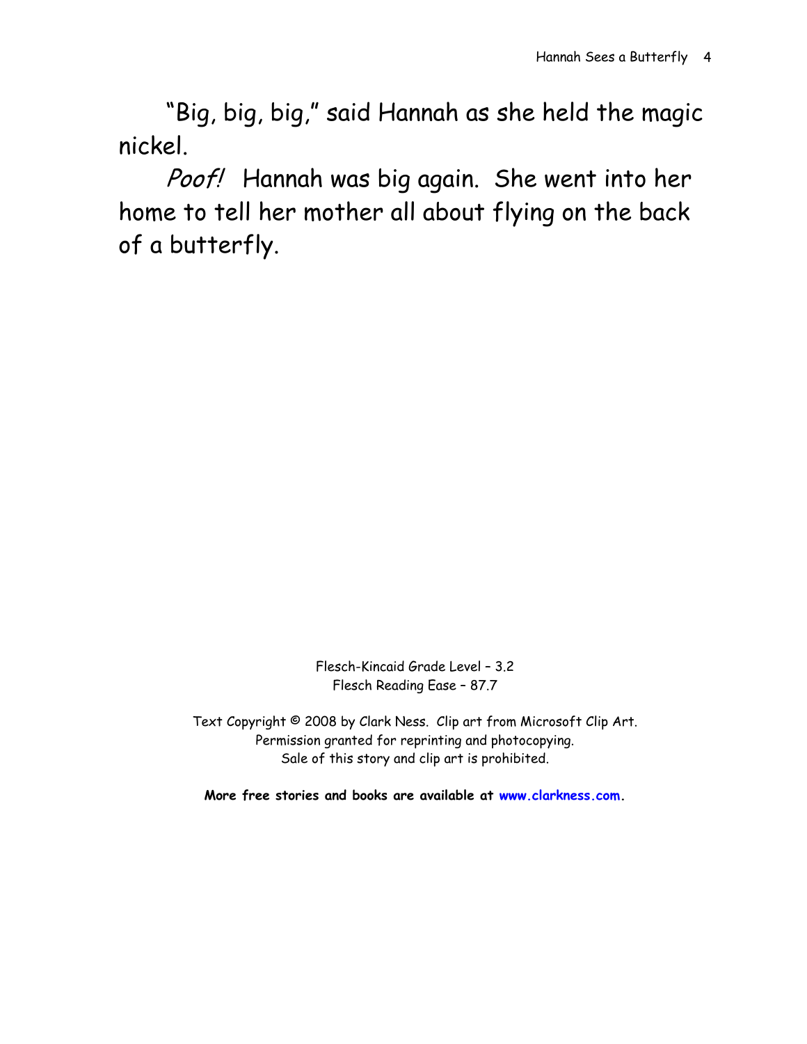"Big, big, big," said Hannah as she held the magic nickel.

*Poof!* Hannah was big again. She went into her home to tell her mother all about flying on the back of a butterfly.

Flesch-Kincaid Grade Level – 3.2
Flesch Reading Ease – 87.7

Text Copyright © 2008 by Clark Ness. Clip art from Microsoft Clip Art.
Permission granted for reprinting and photocopying.
Sale of this story and clip art is prohibited.

**More free stories and books are available at www.clarkness.com.**